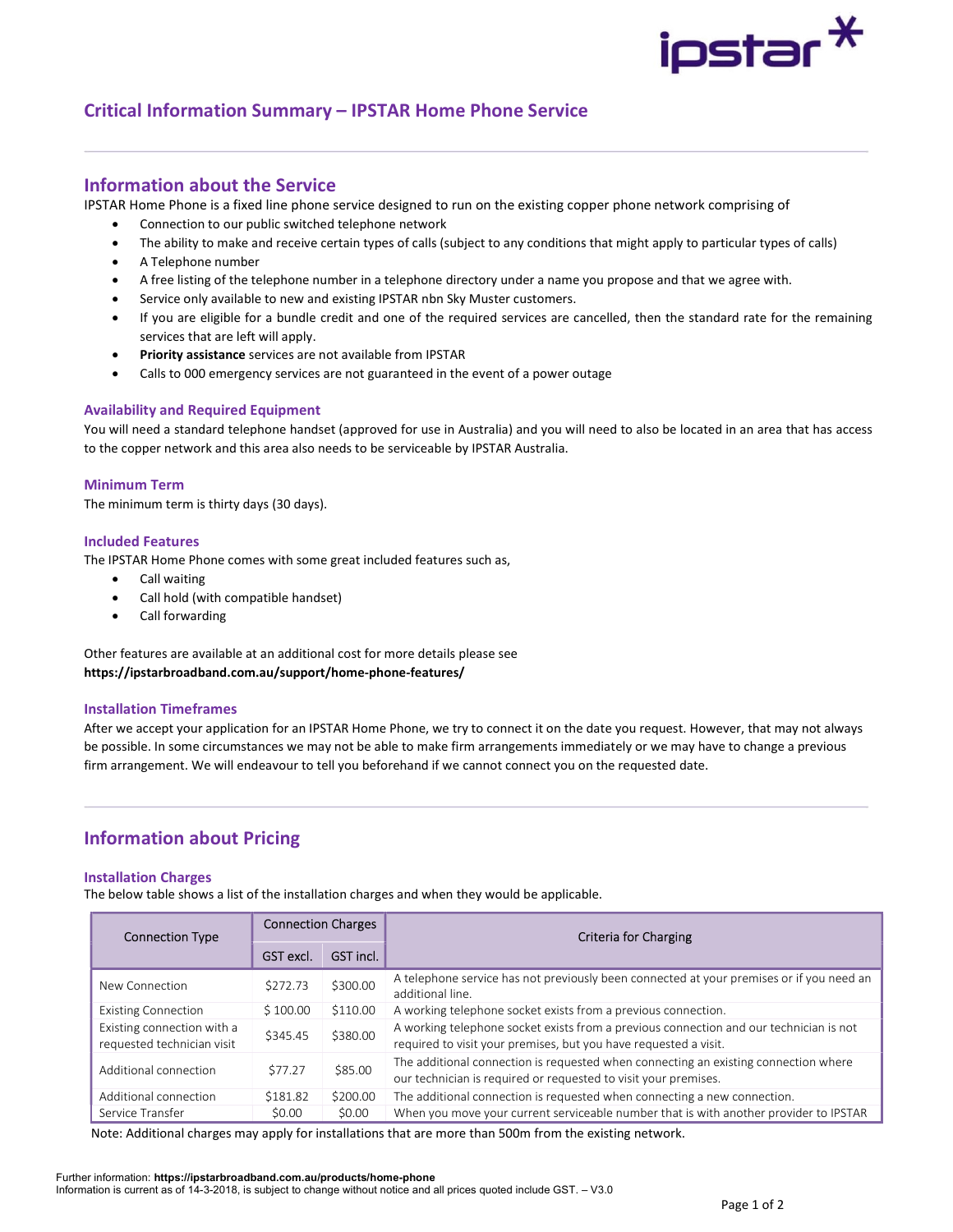# Critical Information Summary – IPSTAR Home Phone Service

## Information about the Service

IPSTAR Home Phone is a fixed line phone service designed to run on the existing copper phone network comprising of

- Connection to our public switched telephone network
- The ability to make and receive certain types of calls (subject to any conditions that might apply to particular types of calls)
- A Telephone number
- A free listing of the telephone number in a telephone directory under a name you propose and that we agree with.
- Service only available to new and existing IPSTAR nbn Sky Muster customers.
- If you are eligible for a bundle credit and one of the required services are cancelled, then the standard rate for the remaining services that are left will apply.
- **Priority assistance** services are not available from IPSTAR
- Calls to 000 emergency services are not guaranteed in the event of a power outage

### Availability and Required Equipment

You will need a standard telephone handset (approved for use in Australia) and you will need to also be located in an area that has access to the copper network and this area also needs to be serviceable by IPSTAR Australia.

### Minimum Term

The minimum term is thirty days (30 days).

### Included Features

The IPSTAR Home Phone comes with some great included features such as,

- Call waiting
- Call hold (with compatible handset)
- Call forwarding

Other features are available at an additional cost for more details please see
**https://ipstarbroadband.com.au/support/home-phone-features/**

### Installation Timeframes

After we accept your application for an IPSTAR Home Phone, we try to connect it on the date you request. However, that may not always be possible. In some circumstances we may not be able to make firm arrangements immediately or we may have to change a previous firm arrangement. We will endeavour to tell you beforehand if we cannot connect you on the requested date.

## Information about Pricing

### Installation Charges

The below table shows a list of the installation charges and when they would be applicable.

| Connection Type | Connection Charges | | Criteria for Charging |
|---|---|---|---|
| | GST excl. | GST incl. | |
| New Connection | $272.73 | $300.00 | A telephone service has not previously been connected at your premises or if you need an additional line. |
| Existing Connection | $ 100.00 | $110.00 | A working telephone socket exists from a previous connection. |
| Existing connection with a requested technician visit | $345.45 | $380.00 | A working telephone socket exists from a previous connection and our technician is not required to visit your premises, but you have requested a visit. |
| Additional connection | $77.27 | $85.00 | The additional connection is requested when connecting an existing connection where our technician is required or requested to visit your premises. |
| Additional connection | $181.82 | $200.00 | The additional connection is requested when connecting a new connection. |
| Service Transfer | $0.00 | $0.00 | When you move your current serviceable number that is with another provider to IPSTAR |

Note: Additional charges may apply for installations that are more than 500m from the existing network.

Further information: **https://ipstarbroadband.com.au/products/home-phone**
Information is current as of 14-3-2018, is subject to change without notice and all prices quoted include GST. – V3.0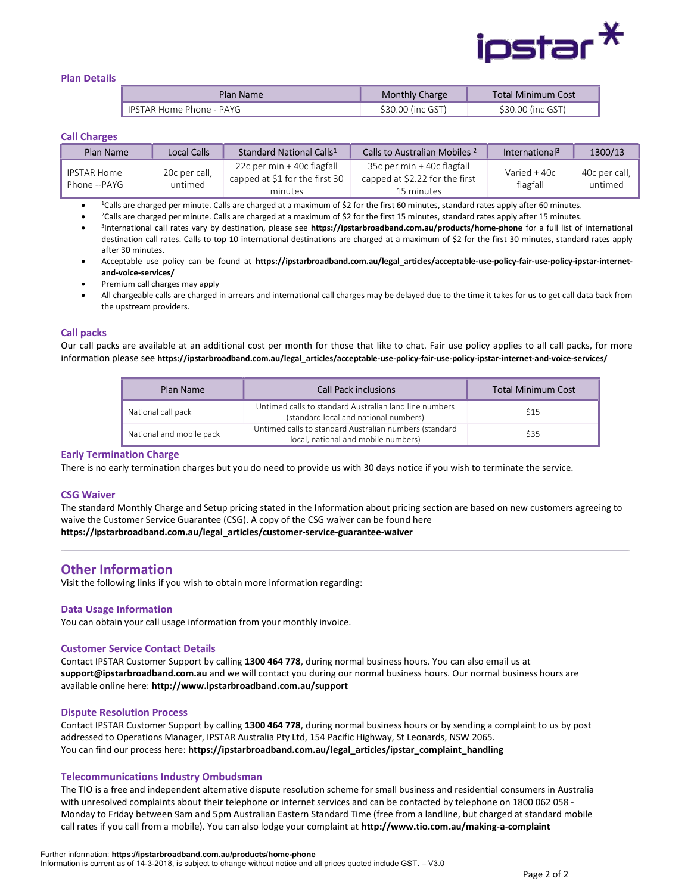### Plan Details

| Plan Name | Monthly Charge | Total Minimum Cost |
|---|---|---|
| IPSTAR Home Phone - PAYG | $30.00 (inc GST) | $30.00 (inc GST) |

### Call Charges

| Plan Name | Local Calls | Standard National Calls[1] | Calls to Australian Mobiles [2] | International[3] | 1300/13 |
|---|---|---|---|---|---|
| IPSTAR Home Phone --PAYG | 20c per call, untimed | 22c per min + 40c flagfall capped at $1 for the first 30 minutes | 35c per min + 40c flagfall capped at $2.22 for the first 15 minutes | Varied + 40c flagfall | 40c per call, untimed |

- [1]Calls are charged per minute. Calls are charged at a maximum of $2 for the first 60 minutes, standard rates apply after 60 minutes.
- [2]Calls are charged per minute. Calls are charged at a maximum of $2 for the first 15 minutes, standard rates apply after 15 minutes.
- [3]International call rates vary by destination, please see **https://ipstarbroadband.com.au/products/home-phone** for a full list of international destination call rates. Calls to top 10 international destinations are charged at a maximum of $2 for the first 30 minutes, standard rates apply after 30 minutes.
- Acceptable use policy can be found at **https://ipstarbroadband.com.au/legal_articles/acceptable-use-policy-fair-use-policy-ipstar-internet-and-voice-services/**
- Premium call charges may apply
- All chargeable calls are charged in arrears and international call charges may be delayed due to the time it takes for us to get call data back from the upstream providers.

### Call packs

Our call packs are available at an additional cost per month for those that like to chat. Fair use policy applies to all call packs, for more information please see **https://ipstarbroadband.com.au/legal_articles/acceptable-use-policy-fair-use-policy-ipstar-internet-and-voice-services/**

| Plan Name | Call Pack inclusions | Total Minimum Cost |
|---|---|---|
| National call pack | Untimed calls to standard Australian land line numbers (standard local and national numbers) | $15 |
| National and mobile pack | Untimed calls to standard Australian numbers (standard local, national and mobile numbers) | $35 |

### Early Termination Charge

There is no early termination charges but you do need to provide us with 30 days notice if you wish to terminate the service.

### CSG Waiver

The standard Monthly Charge and Setup pricing stated in the Information about pricing section are based on new customers agreeing to waive the Customer Service Guarantee (CSG). A copy of the CSG waiver can be found here **https://ipstarbroadband.com.au/legal_articles/customer-service-guarantee-waiver**

## Other Information

Visit the following links if you wish to obtain more information regarding:

### Data Usage Information

You can obtain your call usage information from your monthly invoice.

### Customer Service Contact Details

Contact IPSTAR Customer Support by calling **1300 464 778**, during normal business hours. You can also email us at **support@ipstarbroadband.com.au** and we will contact you during our normal business hours. Our normal business hours are available online here: **http://www.ipstarbroadband.com.au/support**

### Dispute Resolution Process

Contact IPSTAR Customer Support by calling **1300 464 778**, during normal business hours or by sending a complaint to us by post addressed to Operations Manager, IPSTAR Australia Pty Ltd, 154 Pacific Highway, St Leonards, NSW 2065.
You can find our process here: **https://ipstarbroadband.com.au/legal_articles/ipstar_complaint_handling**

### Telecommunications Industry Ombudsman

The TIO is a free and independent alternative dispute resolution scheme for small business and residential consumers in Australia with unresolved complaints about their telephone or internet services and can be contacted by telephone on 1800 062 058 - Monday to Friday between 9am and 5pm Australian Eastern Standard Time (free from a landline, but charged at standard mobile call rates if you call from a mobile). You can also lodge your complaint at **http://www.tio.com.au/making-a-complaint**

Further information: **https://ipstarbroadband.com.au/products/home-phone**
Information is current as of 14-3-2018, is subject to change without notice and all prices quoted include GST. – V3.0